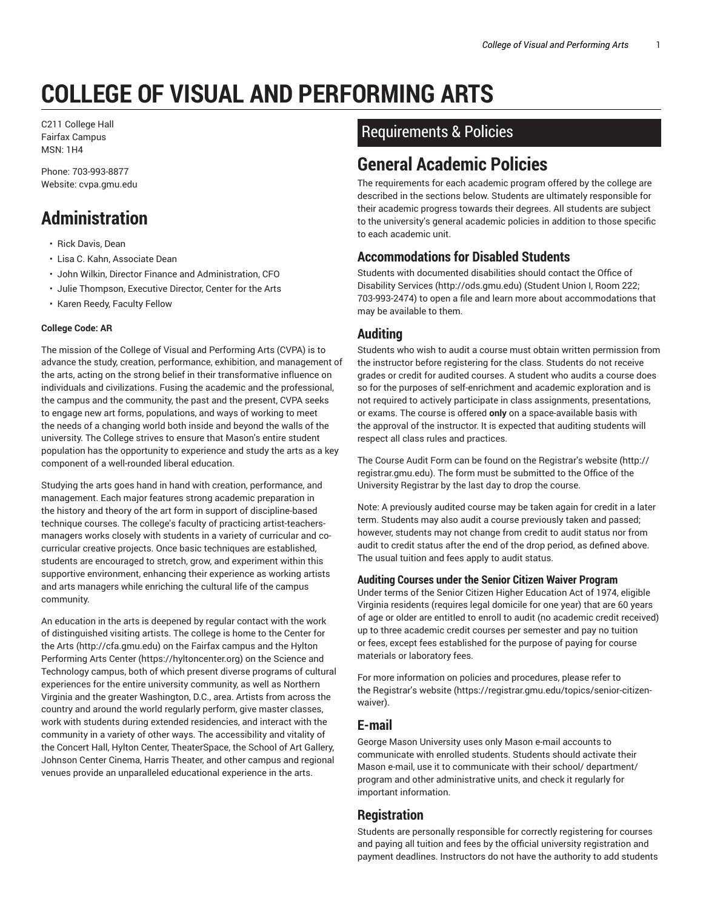# COLLEGE OF VISUAL AND PERFORMING ARTS

C211 College Hall
Fairfax Campus
MSN: 1H4

Phone: 703-993-8877
Website: cvpa.gmu.edu

## Administration

- Rick Davis, Dean
- Lisa C. Kahn, Associate Dean
- John Wilkin, Director Finance and Administration, CFO
- Julie Thompson, Executive Director, Center for the Arts
- Karen Reedy, Faculty Fellow

**College Code: AR**

The mission of the College of Visual and Performing Arts (CVPA) is to advance the study, creation, performance, exhibition, and management of the arts, acting on the strong belief in their transformative influence on individuals and civilizations. Fusing the academic and the professional, the campus and the community, the past and the present, CVPA seeks to engage new art forms, populations, and ways of working to meet the needs of a changing world both inside and beyond the walls of the university. The College strives to ensure that Mason's entire student population has the opportunity to experience and study the arts as a key component of a well-rounded liberal education.

Studying the arts goes hand in hand with creation, performance, and management. Each major features strong academic preparation in the history and theory of the art form in support of discipline-based technique courses. The college's faculty of practicing artist-teachers-managers works closely with students in a variety of curricular and co-curricular creative projects. Once basic techniques are established, students are encouraged to stretch, grow, and experiment within this supportive environment, enhancing their experience as working artists and arts managers while enriching the cultural life of the campus community.

An education in the arts is deepened by regular contact with the work of distinguished visiting artists. The college is home to the Center for the Arts (http://cfa.gmu.edu) on the Fairfax campus and the Hylton Performing Arts Center (https://hyltoncenter.org) on the Science and Technology campus, both of which present diverse programs of cultural experiences for the entire university community, as well as Northern Virginia and the greater Washington, D.C., area. Artists from across the country and around the world regularly perform, give master classes, work with students during extended residencies, and interact with the community in a variety of other ways. The accessibility and vitality of the Concert Hall, Hylton Center, TheaterSpace, the School of Art Gallery, Johnson Center Cinema, Harris Theater, and other campus and regional venues provide an unparalleled educational experience in the arts.

## Requirements & Policies

## General Academic Policies

The requirements for each academic program offered by the college are described in the sections below. Students are ultimately responsible for their academic progress towards their degrees. All students are subject to the university's general academic policies in addition to those specific to each academic unit.

### Accommodations for Disabled Students

Students with documented disabilities should contact the Office of Disability Services (http://ods.gmu.edu) (Student Union I, Room 222; 703-993-2474) to open a file and learn more about accommodations that may be available to them.

### Auditing

Students who wish to audit a course must obtain written permission from the instructor before registering for the class. Students do not receive grades or credit for audited courses. A student who audits a course does so for the purposes of self-enrichment and academic exploration and is not required to actively participate in class assignments, presentations, or exams. The course is offered **only** on a space-available basis with the approval of the instructor. It is expected that auditing students will respect all class rules and practices.

The Course Audit Form can be found on the Registrar's website (http://registrar.gmu.edu). The form must be submitted to the Office of the University Registrar by the last day to drop the course.

Note: A previously audited course may be taken again for credit in a later term. Students may also audit a course previously taken and passed; however, students may not change from credit to audit status nor from audit to credit status after the end of the drop period, as defined above. The usual tuition and fees apply to audit status.

#### Auditing Courses under the Senior Citizen Waiver Program

Under terms of the Senior Citizen Higher Education Act of 1974, eligible Virginia residents (requires legal domicile for one year) that are 60 years of age or older are entitled to enroll to audit (no academic credit received) up to three academic credit courses per semester and pay no tuition or fees, except fees established for the purpose of paying for course materials or laboratory fees.

For more information on policies and procedures, please refer to the Registrar's website (https://registrar.gmu.edu/topics/senior-citizen-waiver).

### E-mail

George Mason University uses only Mason e-mail accounts to communicate with enrolled students. Students should activate their Mason e-mail, use it to communicate with their school/ department/ program and other administrative units, and check it regularly for important information.

### Registration

Students are personally responsible for correctly registering for courses and paying all tuition and fees by the official university registration and payment deadlines. Instructors do not have the authority to add students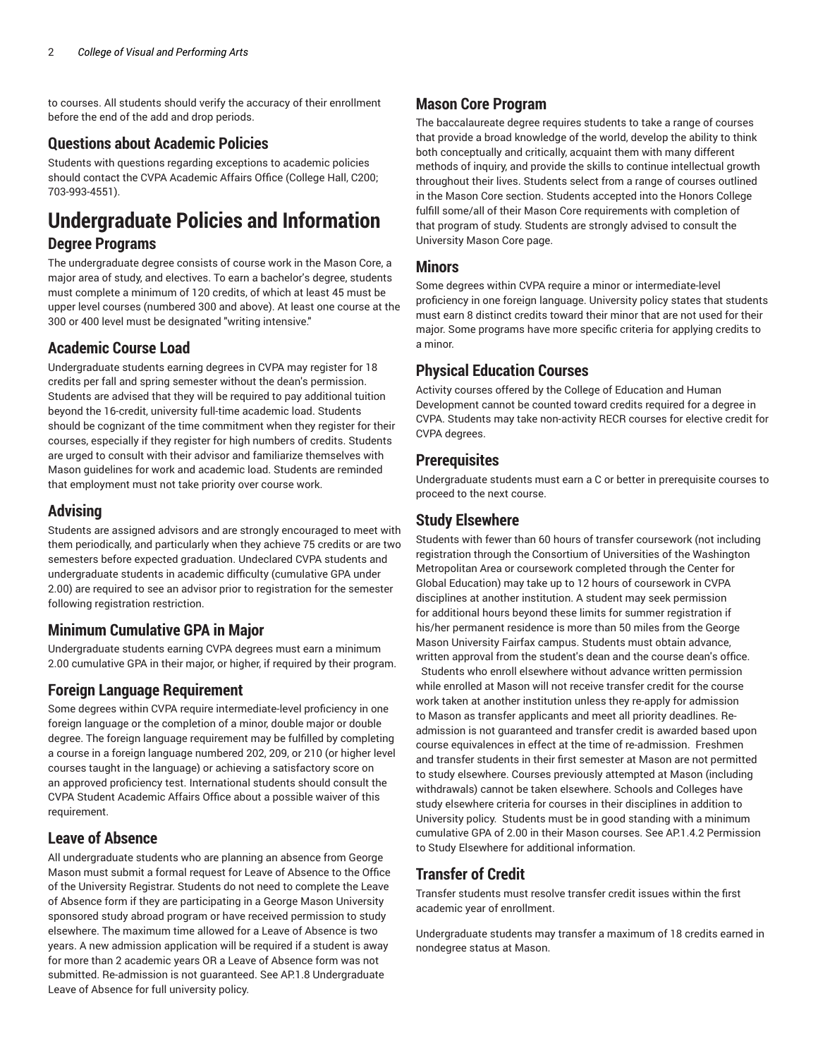to courses. All students should verify the accuracy of their enrollment before the end of the add and drop periods.

### Questions about Academic Policies

Students with questions regarding exceptions to academic policies should contact the CVPA Academic Affairs Office (College Hall, C200; 703-993-4551).

# Undergraduate Policies and Information

### Degree Programs

The undergraduate degree consists of course work in the Mason Core, a major area of study, and electives. To earn a bachelor's degree, students must complete a minimum of 120 credits, of which at least 45 must be upper level courses (numbered 300 and above). At least one course at the 300 or 400 level must be designated "writing intensive."

### Academic Course Load

Undergraduate students earning degrees in CVPA may register for 18 credits per fall and spring semester without the dean's permission. Students are advised that they will be required to pay additional tuition beyond the 16-credit, university full-time academic load. Students should be cognizant of the time commitment when they register for their courses, especially if they register for high numbers of credits. Students are urged to consult with their advisor and familiarize themselves with Mason guidelines for work and academic load. Students are reminded that employment must not take priority over course work.

### Advising

Students are assigned advisors and are strongly encouraged to meet with them periodically, and particularly when they achieve 75 credits or are two semesters before expected graduation. Undeclared CVPA students and undergraduate students in academic difficulty (cumulative GPA under 2.00) are required to see an advisor prior to registration for the semester following registration restriction.

### Minimum Cumulative GPA in Major

Undergraduate students earning CVPA degrees must earn a minimum 2.00 cumulative GPA in their major, or higher, if required by their program.

### Foreign Language Requirement

Some degrees within CVPA require intermediate-level proficiency in one foreign language or the completion of a minor, double major or double degree. The foreign language requirement may be fulfilled by completing a course in a foreign language numbered 202, 209, or 210 (or higher level courses taught in the language) or achieving a satisfactory score on an approved proficiency test. International students should consult the CVPA Student Academic Affairs Office about a possible waiver of this requirement.

### Leave of Absence

All undergraduate students who are planning an absence from George Mason must submit a formal request for Leave of Absence to the Office of the University Registrar. Students do not need to complete the Leave of Absence form if they are participating in a George Mason University sponsored study abroad program or have received permission to study elsewhere. The maximum time allowed for a Leave of Absence is two years. A new admission application will be required if a student is away for more than 2 academic years OR a Leave of Absence form was not submitted. Re-admission is not guaranteed. See AP.1.8 Undergraduate Leave of Absence for full university policy.

### Mason Core Program

The baccalaureate degree requires students to take a range of courses that provide a broad knowledge of the world, develop the ability to think both conceptually and critically, acquaint them with many different methods of inquiry, and provide the skills to continue intellectual growth throughout their lives. Students select from a range of courses outlined in the Mason Core section. Students accepted into the Honors College fulfill some/all of their Mason Core requirements with completion of that program of study. Students are strongly advised to consult the University Mason Core page.

### Minors

Some degrees within CVPA require a minor or intermediate-level proficiency in one foreign language. University policy states that students must earn 8 distinct credits toward their minor that are not used for their major. Some programs have more specific criteria for applying credits to a minor.

### Physical Education Courses

Activity courses offered by the College of Education and Human Development cannot be counted toward credits required for a degree in CVPA. Students may take non-activity RECR courses for elective credit for CVPA degrees.

### Prerequisites

Undergraduate students must earn a C or better in prerequisite courses to proceed to the next course.

### Study Elsewhere

Students with fewer than 60 hours of transfer coursework (not including registration through the Consortium of Universities of the Washington Metropolitan Area or coursework completed through the Center for Global Education) may take up to 12 hours of coursework in CVPA disciplines at another institution. A student may seek permission for additional hours beyond these limits for summer registration if his/her permanent residence is more than 50 miles from the George Mason University Fairfax campus. Students must obtain advance, written approval from the student's dean and the course dean's office.

Students who enroll elsewhere without advance written permission while enrolled at Mason will not receive transfer credit for the course work taken at another institution unless they re-apply for admission to Mason as transfer applicants and meet all priority deadlines. Re-admission is not guaranteed and transfer credit is awarded based upon course equivalences in effect at the time of re-admission. Freshmen and transfer students in their first semester at Mason are not permitted to study elsewhere. Courses previously attempted at Mason (including withdrawals) cannot be taken elsewhere. Schools and Colleges have study elsewhere criteria for courses in their disciplines in addition to University policy. Students must be in good standing with a minimum cumulative GPA of 2.00 in their Mason courses. See AP.1.4.2 Permission to Study Elsewhere for additional information.

### Transfer of Credit

Transfer students must resolve transfer credit issues within the first academic year of enrollment.

Undergraduate students may transfer a maximum of 18 credits earned in nondegree status at Mason.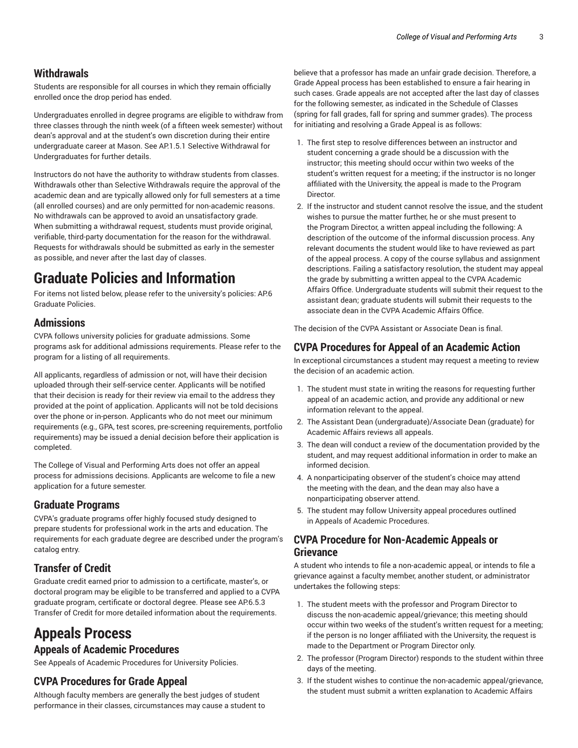### Withdrawals

Students are responsible for all courses in which they remain officially enrolled once the drop period has ended.

Undergraduates enrolled in degree programs are eligible to withdraw from three classes through the ninth week (of a fifteen week semester) without dean's approval and at the student's own discretion during their entire undergraduate career at Mason. See AP.1.5.1 Selective Withdrawal for Undergraduates for further details.

Instructors do not have the authority to withdraw students from classes. Withdrawals other than Selective Withdrawals require the approval of the academic dean and are typically allowed only for full semesters at a time (all enrolled courses) and are only permitted for non-academic reasons. No withdrawals can be approved to avoid an unsatisfactory grade. When submitting a withdrawal request, students must provide original, verifiable, third-party documentation for the reason for the withdrawal. Requests for withdrawals should be submitted as early in the semester as possible, and never after the last day of classes.

# Graduate Policies and Information

For items not listed below, please refer to the university's policies: AP.6 Graduate Policies.

### Admissions

CVPA follows university policies for graduate admissions. Some programs ask for additional admissions requirements. Please refer to the program for a listing of all requirements.

All applicants, regardless of admission or not, will have their decision uploaded through their self-service center. Applicants will be notified that their decision is ready for their review via email to the address they provided at the point of application. Applicants will not be told decisions over the phone or in-person. Applicants who do not meet our minimum requirements (e.g., GPA, test scores, pre-screening requirements, portfolio requirements) may be issued a denial decision before their application is completed.

The College of Visual and Performing Arts does not offer an appeal process for admissions decisions. Applicants are welcome to file a new application for a future semester.

### Graduate Programs

CVPA's graduate programs offer highly focused study designed to prepare students for professional work in the arts and education. The requirements for each graduate degree are described under the program's catalog entry.

### Transfer of Credit

Graduate credit earned prior to admission to a certificate, master's, or doctoral program may be eligible to be transferred and applied to a CVPA graduate program, certificate or doctoral degree. Please see AP.6.5.3 Transfer of Credit for more detailed information about the requirements.

# Appeals Process

## Appeals of Academic Procedures

See Appeals of Academic Procedures for University Policies.

### CVPA Procedures for Grade Appeal

Although faculty members are generally the best judges of student performance in their classes, circumstances may cause a student to believe that a professor has made an unfair grade decision. Therefore, a Grade Appeal process has been established to ensure a fair hearing in such cases. Grade appeals are not accepted after the last day of classes for the following semester, as indicated in the Schedule of Classes (spring for fall grades, fall for spring and summer grades). The process for initiating and resolving a Grade Appeal is as follows:

1. The first step to resolve differences between an instructor and student concerning a grade should be a discussion with the instructor; this meeting should occur within two weeks of the student's written request for a meeting; if the instructor is no longer affiliated with the University, the appeal is made to the Program Director.
2. If the instructor and student cannot resolve the issue, and the student wishes to pursue the matter further, he or she must present to the Program Director, a written appeal including the following: A description of the outcome of the informal discussion process. Any relevant documents the student would like to have reviewed as part of the appeal process. A copy of the course syllabus and assignment descriptions. Failing a satisfactory resolution, the student may appeal the grade by submitting a written appeal to the CVPA Academic Affairs Office. Undergraduate students will submit their request to the assistant dean; graduate students will submit their requests to the associate dean in the CVPA Academic Affairs Office.

The decision of the CVPA Assistant or Associate Dean is final.

### CVPA Procedures for Appeal of an Academic Action

In exceptional circumstances a student may request a meeting to review the decision of an academic action.

1. The student must state in writing the reasons for requesting further appeal of an academic action, and provide any additional or new information relevant to the appeal.
2. The Assistant Dean (undergraduate)/Associate Dean (graduate) for Academic Affairs reviews all appeals.
3. The dean will conduct a review of the documentation provided by the student, and may request additional information in order to make an informed decision.
4. A nonparticipating observer of the student's choice may attend the meeting with the dean, and the dean may also have a nonparticipating observer attend.
5. The student may follow University appeal procedures outlined in Appeals of Academic Procedures.

### CVPA Procedure for Non-Academic Appeals or Grievance

A student who intends to file a non-academic appeal, or intends to file a grievance against a faculty member, another student, or administrator undertakes the following steps:

1. The student meets with the professor and Program Director to discuss the non-academic appeal/grievance; this meeting should occur within two weeks of the student's written request for a meeting; if the person is no longer affiliated with the University, the request is made to the Department or Program Director only.
2. The professor (Program Director) responds to the student within three days of the meeting.
3. If the student wishes to continue the non-academic appeal/grievance, the student must submit a written explanation to Academic Affairs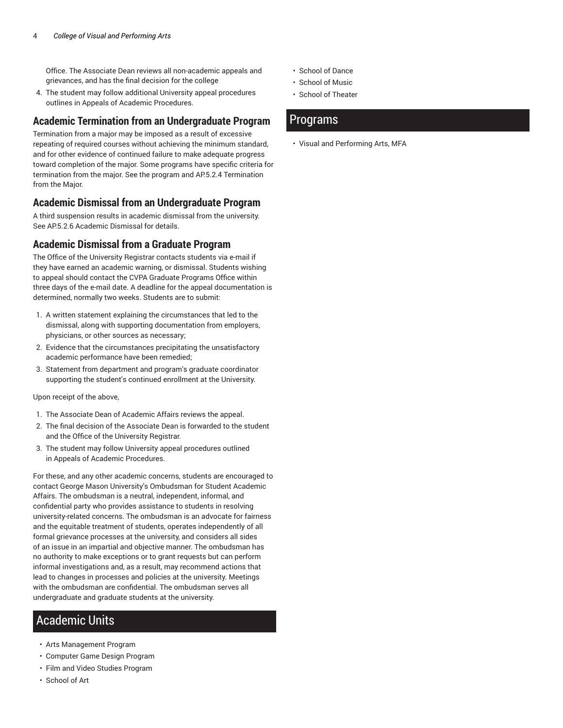Office. The Associate Dean reviews all non-academic appeals and grievances, and has the final decision for the college

4. The student may follow additional University appeal procedures outlines in Appeals of Academic Procedures.

## Academic Termination from an Undergraduate Program

Termination from a major may be imposed as a result of excessive repeating of required courses without achieving the minimum standard, and for other evidence of continued failure to make adequate progress toward completion of the major. Some programs have specific criteria for termination from the major. See the program and AP.5.2.4 Termination from the Major.

## Academic Dismissal from an Undergraduate Program

A third suspension results in academic dismissal from the university. See AP.5.2.6 Academic Dismissal for details.

## Academic Dismissal from a Graduate Program

The Office of the University Registrar contacts students via e-mail if they have earned an academic warning, or dismissal. Students wishing to appeal should contact the CVPA Graduate Programs Office within three days of the e-mail date. A deadline for the appeal documentation is determined, normally two weeks. Students are to submit:

1. A written statement explaining the circumstances that led to the dismissal, along with supporting documentation from employers, physicians, or other sources as necessary;
2. Evidence that the circumstances precipitating the unsatisfactory academic performance have been remedied;
3. Statement from department and program's graduate coordinator supporting the student's continued enrollment at the University.

Upon receipt of the above,

1. The Associate Dean of Academic Affairs reviews the appeal.
2. The final decision of the Associate Dean is forwarded to the student and the Office of the University Registrar.
3. The student may follow University appeal procedures outlined in Appeals of Academic Procedures.

For these, and any other academic concerns, students are encouraged to contact George Mason University's Ombudsman for Student Academic Affairs. The ombudsman is a neutral, independent, informal, and confidential party who provides assistance to students in resolving university-related concerns. The ombudsman is an advocate for fairness and the equitable treatment of students, operates independently of all formal grievance processes at the university, and considers all sides of an issue in an impartial and objective manner. The ombudsman has no authority to make exceptions or to grant requests but can perform informal investigations and, as a result, may recommend actions that lead to changes in processes and policies at the university. Meetings with the ombudsman are confidential. The ombudsman serves all undergraduate and graduate students at the university.

# Academic Units

- Arts Management Program
- Computer Game Design Program
- Film and Video Studies Program
- School of Art
- School of Dance
- School of Music
- School of Theater

# Programs

- Visual and Performing Arts, MFA